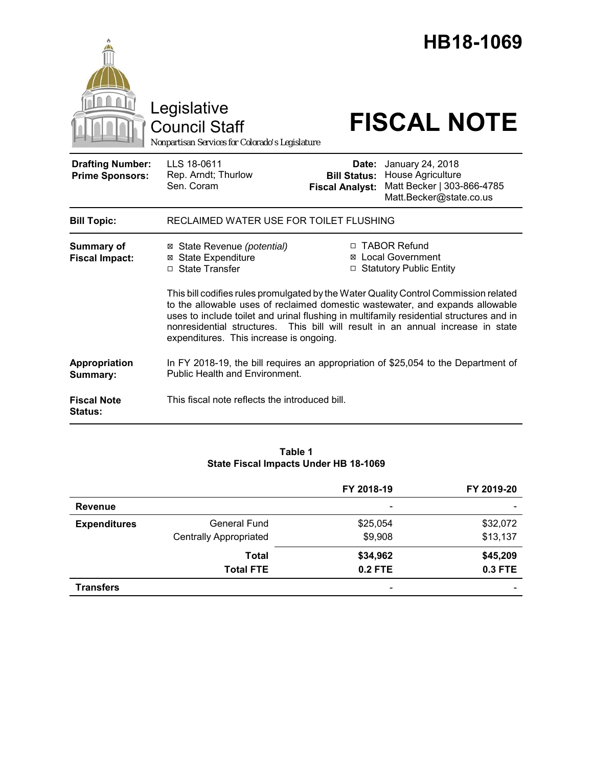# HB18-1069

Legislative Council Staff

*Nonpartisan Services for Colorado's Legislature*

# FISCAL NOTE

| | | | |
|---|---|---|---|
| **Drafting Number:** | LLS 18-0611 | **Date:** | January 24, 2018 |
| **Prime Sponsors:** | Rep. Arndt; Thurlow<br>Sen. Coram | **Bill Status:** | House Agriculture |
| | | **Fiscal Analyst:** | Matt Becker \| 303-866-4785<br>Matt.Becker@state.co.us |

| | |
|---|---|
| **Bill Topic:** | RECLAIMED WATER USE FOR TOILET FLUSHING |

**Summary of Fiscal Impact:**

- ☒ State Revenue *(potential)*
- ☒ State Expenditure
- ☐ State Transfer
- ☐ TABOR Refund
- ☒ Local Government
- ☐ Statutory Public Entity

This bill codifies rules promulgated by the Water Quality Control Commission related to the allowable uses of reclaimed domestic wastewater, and expands allowable uses to include toilet and urinal flushing in multifamily residential structures and in nonresidential structures. This bill will result in an annual increase in state expenditures. This increase is ongoing.

**Appropriation Summary:** In FY 2018-19, the bill requires an appropriation of $25,054 to the Department of Public Health and Environment.

**Fiscal Note Status:** This fiscal note reflects the introduced bill.

**Table 1**
**State Fiscal Impacts Under HB 18-1069**

| | | FY 2018-19 | FY 2019-20 |
|---|---|---|---|
| **Revenue** | | - | - |
| **Expenditures** | General Fund | $25,054 | $32,072 |
| | Centrally Appropriated | $9,908 | $13,137 |
| | **Total** | **$34,962** | **$45,209** |
| | **Total FTE** | **0.2 FTE** | **0.3 FTE** |
| **Transfers** | | - | - |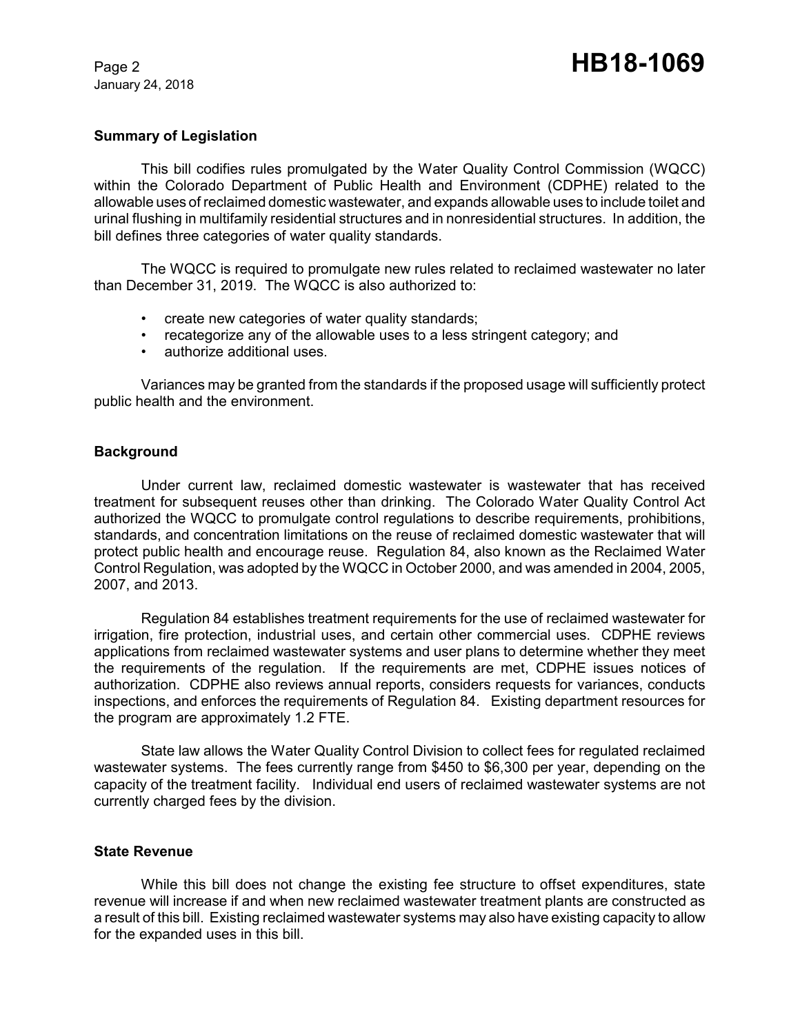## Summary of Legislation

This bill codifies rules promulgated by the Water Quality Control Commission (WQCC) within the Colorado Department of Public Health and Environment (CDPHE) related to the allowable uses of reclaimed domestic wastewater, and expands allowable uses to include toilet and urinal flushing in multifamily residential structures and in nonresidential structures. In addition, the bill defines three categories of water quality standards.

The WQCC is required to promulgate new rules related to reclaimed wastewater no later than December 31, 2019. The WQCC is also authorized to:

- create new categories of water quality standards;
- recategorize any of the allowable uses to a less stringent category; and
- authorize additional uses.

Variances may be granted from the standards if the proposed usage will sufficiently protect public health and the environment.

## Background

Under current law, reclaimed domestic wastewater is wastewater that has received treatment for subsequent reuses other than drinking. The Colorado Water Quality Control Act authorized the WQCC to promulgate control regulations to describe requirements, prohibitions, standards, and concentration limitations on the reuse of reclaimed domestic wastewater that will protect public health and encourage reuse. Regulation 84, also known as the Reclaimed Water Control Regulation, was adopted by the WQCC in October 2000, and was amended in 2004, 2005, 2007, and 2013.

Regulation 84 establishes treatment requirements for the use of reclaimed wastewater for irrigation, fire protection, industrial uses, and certain other commercial uses. CDPHE reviews applications from reclaimed wastewater systems and user plans to determine whether they meet the requirements of the regulation. If the requirements are met, CDPHE issues notices of authorization. CDPHE also reviews annual reports, considers requests for variances, conducts inspections, and enforces the requirements of Regulation 84. Existing department resources for the program are approximately 1.2 FTE.

State law allows the Water Quality Control Division to collect fees for regulated reclaimed wastewater systems. The fees currently range from $450 to $6,300 per year, depending on the capacity of the treatment facility. Individual end users of reclaimed wastewater systems are not currently charged fees by the division.

## State Revenue

While this bill does not change the existing fee structure to offset expenditures, state revenue will increase if and when new reclaimed wastewater treatment plants are constructed as a result of this bill. Existing reclaimed wastewater systems may also have existing capacity to allow for the expanded uses in this bill.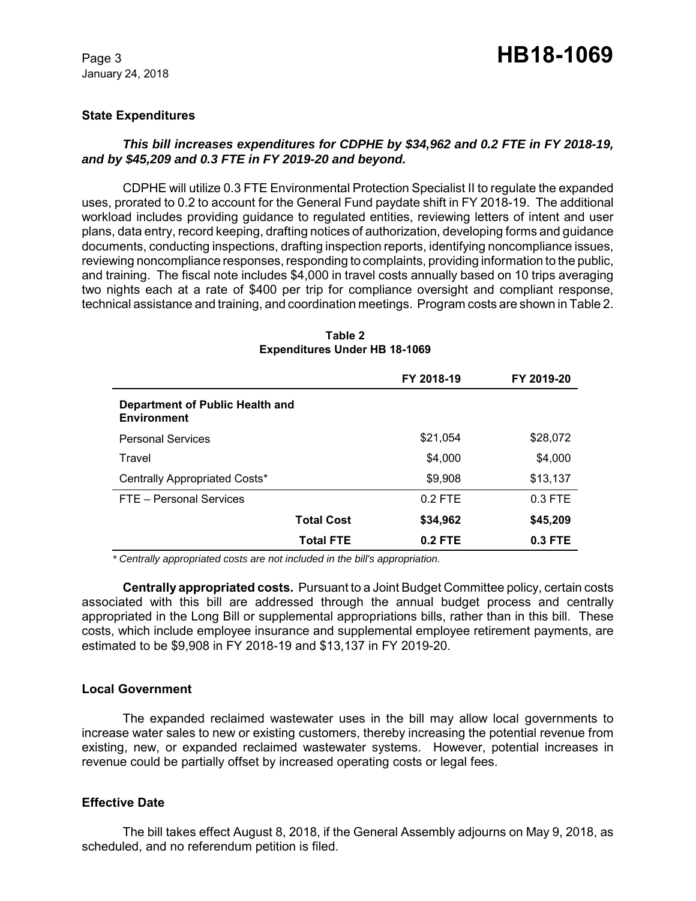### State Expenditures

***This bill increases expenditures for CDPHE by $34,962 and 0.2 FTE in FY 2018-19, and by $45,209 and 0.3 FTE in FY 2019-20 and beyond.***

CDPHE will utilize 0.3 FTE Environmental Protection Specialist II to regulate the expanded uses, prorated to 0.2 to account for the General Fund paydate shift in FY 2018-19. The additional workload includes providing guidance to regulated entities, reviewing letters of intent and user plans, data entry, record keeping, drafting notices of authorization, developing forms and guidance documents, conducting inspections, drafting inspection reports, identifying noncompliance issues, reviewing noncompliance responses, responding to complaints, providing information to the public, and training. The fiscal note includes $4,000 in travel costs annually based on 10 trips averaging two nights each at a rate of $400 per trip for compliance oversight and compliant response, technical assistance and training, and coordination meetings. Program costs are shown in Table 2.

**Table 2**
**Expenditures Under HB 18-1069**

| | FY 2018-19 | FY 2019-20 |
|---|---|---|
| **Department of Public Health and Environment** | | |
| Personal Services | $21,054 | $28,072 |
| Travel | $4,000 | $4,000 |
| Centrally Appropriated Costs* | $9,908 | $13,137 |
| FTE – Personal Services | 0.2 FTE | 0.3 FTE |
| **Total Cost** | **$34,962** | **$45,209** |
| **Total FTE** | **0.2 FTE** | **0.3 FTE** |

*\* Centrally appropriated costs are not included in the bill's appropriation.*

**Centrally appropriated costs.** Pursuant to a Joint Budget Committee policy, certain costs associated with this bill are addressed through the annual budget process and centrally appropriated in the Long Bill or supplemental appropriations bills, rather than in this bill. These costs, which include employee insurance and supplemental employee retirement payments, are estimated to be $9,908 in FY 2018-19 and $13,137 in FY 2019-20.

### Local Government

The expanded reclaimed wastewater uses in the bill may allow local governments to increase water sales to new or existing customers, thereby increasing the potential revenue from existing, new, or expanded reclaimed wastewater systems. However, potential increases in revenue could be partially offset by increased operating costs or legal fees.

### Effective Date

The bill takes effect August 8, 2018, if the General Assembly adjourns on May 9, 2018, as scheduled, and no referendum petition is filed.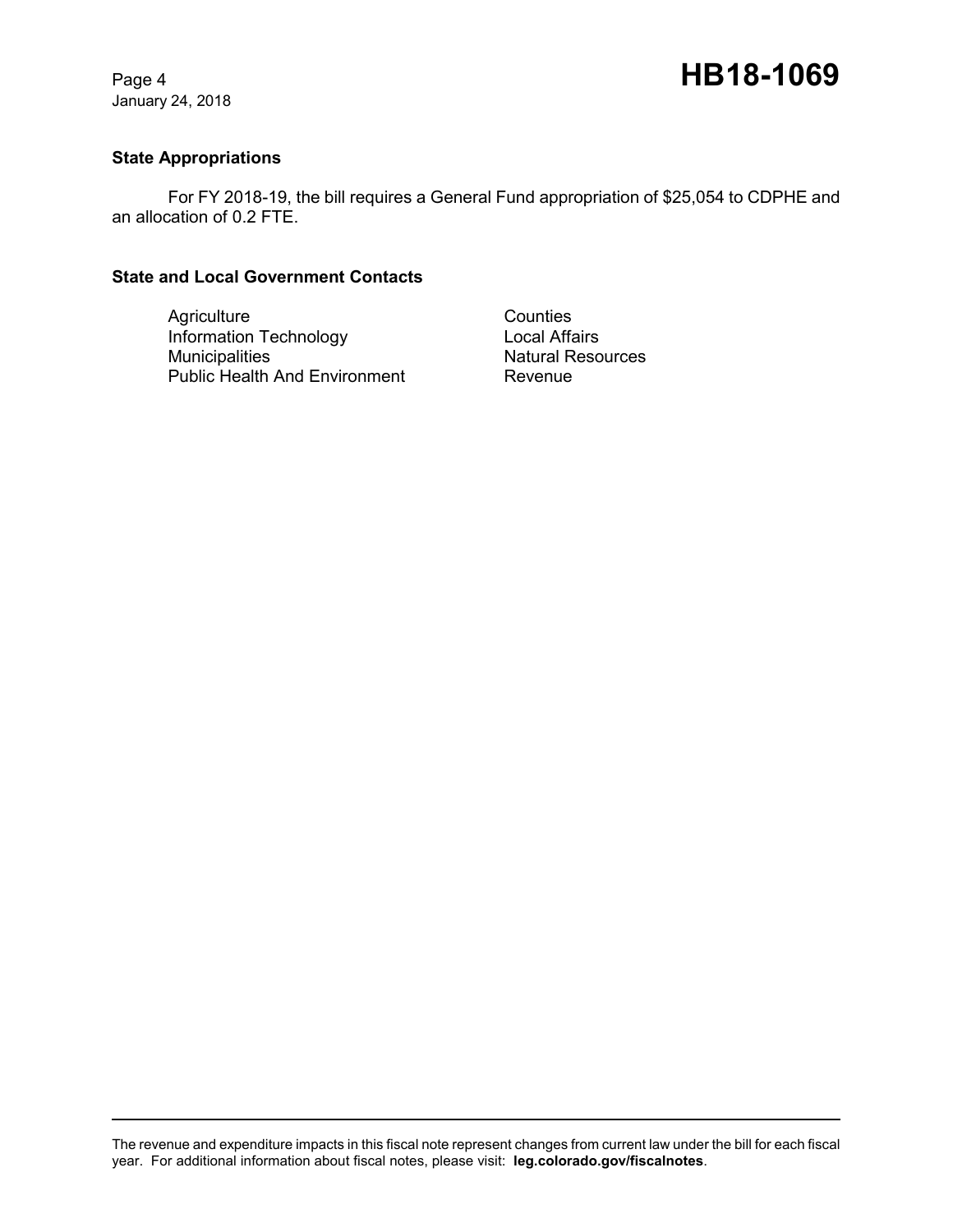### State Appropriations

For FY 2018-19, the bill requires a General Fund appropriation of $25,054 to CDPHE and an allocation of 0.2 FTE.

### State and Local Government Contacts

| | |
|---|---|
| Agriculture | Counties |
| Information Technology | Local Affairs |
| Municipalities | Natural Resources |
| Public Health And Environment | Revenue |

The revenue and expenditure impacts in this fiscal note represent changes from current law under the bill for each fiscal year. For additional information about fiscal notes, please visit: **leg.colorado.gov/fiscalnotes**.